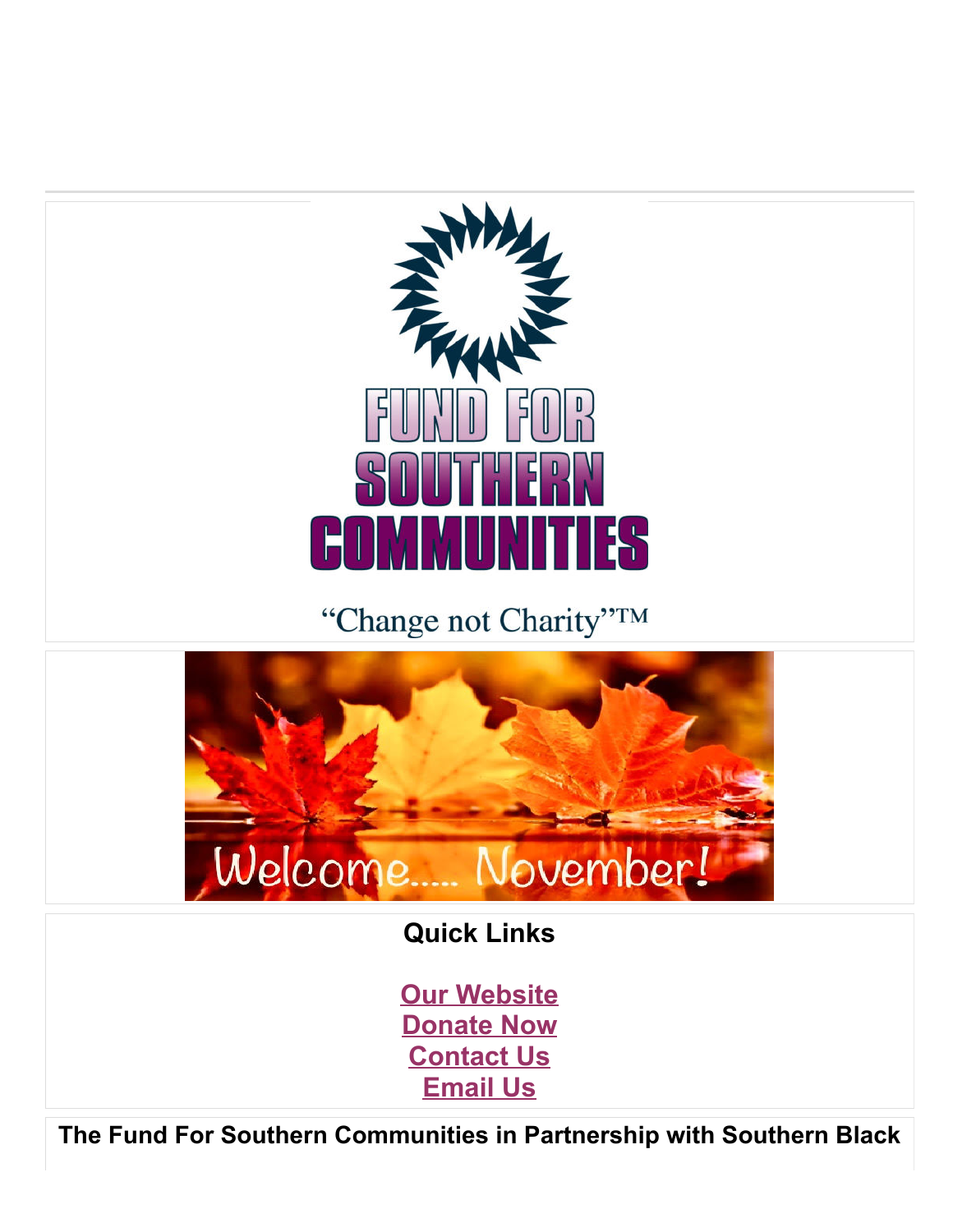# FUND FOR SOUTHERN COMMUNITIES

"Change not Charity"™

Welcome..... November!

## Quick Links

[Our Website]

[Donate Now]

[Contact Us]

[Email Us]

**The Fund For Southern Communities in Partnership with Southern Black**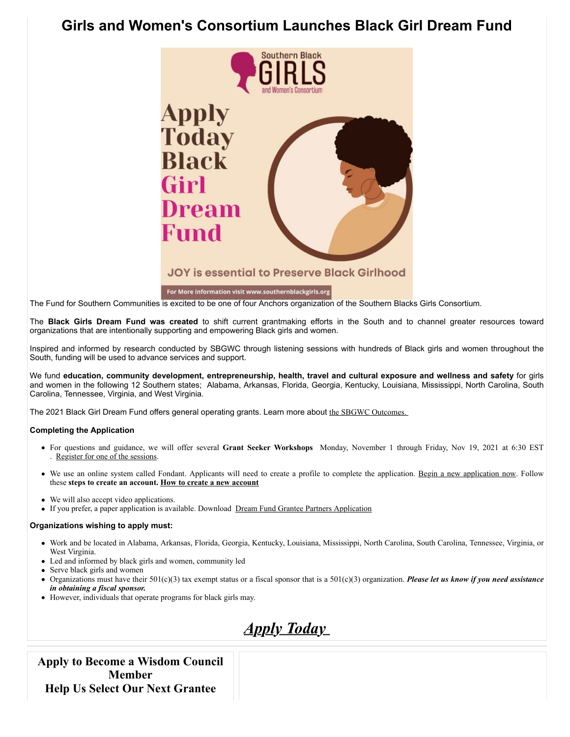# Girls and Women's Consortium Launches Black Girl Dream Fund

The Fund for Southern Communities is excited to be one of four Anchors organization of the Southern Blacks Girls Consortium.

The **Black Girls Dream Fund was created** to shift current grantmaking efforts in the South and to channel greater resources toward organizations that are intentionally supporting and empowering Black girls and women.

Inspired and informed by research conducted by SBGWC through listening sessions with hundreds of Black girls and women throughout the South, funding will be used to advance services and support.

We fund **education, community development, entrepreneurship, health, travel and cultural exposure and wellness and safety** for girls and women in the following 12 Southern states; Alabama, Arkansas, Florida, Georgia, Kentucky, Louisiana, Mississippi, North Carolina, South Carolina, Tennessee, Virginia, and West Virginia.

The 2021 Black Girl Dream Fund offers general operating grants. Learn more about the SBGWC Outcomes.

**Completing the Application**

- For questions and guidance, we will offer several **Grant Seeker Workshops** Monday, November 1 through Friday, Nov 19, 2021 at 6:30 EST . Register for one of the sessions.
- We use an online system called Fondant. Applicants will need to create a profile to complete the application. Begin a new application now. Follow these **steps to create an account. How to create a new account**
- We will also accept video applications.
- If you prefer, a paper application is available. Download Dream Fund Grantee Partners Application

**Organizations wishing to apply must:**

- Work and be located in Alabama, Arkansas, Florida, Georgia, Kentucky, Louisiana, Mississippi, North Carolina, South Carolina, Tennessee, Virginia, or West Virginia.
- Led and informed by black girls and women, community led
- Serve black girls and women
- Organizations must have their 501(c)(3) tax exempt status or a fiscal sponsor that is a 501(c)(3) organization. ***Please let us know if you need assistance in obtaining a fiscal sponsor.***
- However, individuals that operate programs for black girls may.

***Apply Today***

**Apply to Become a Wisdom Council Member**
**Help Us Select Our Next Grantee**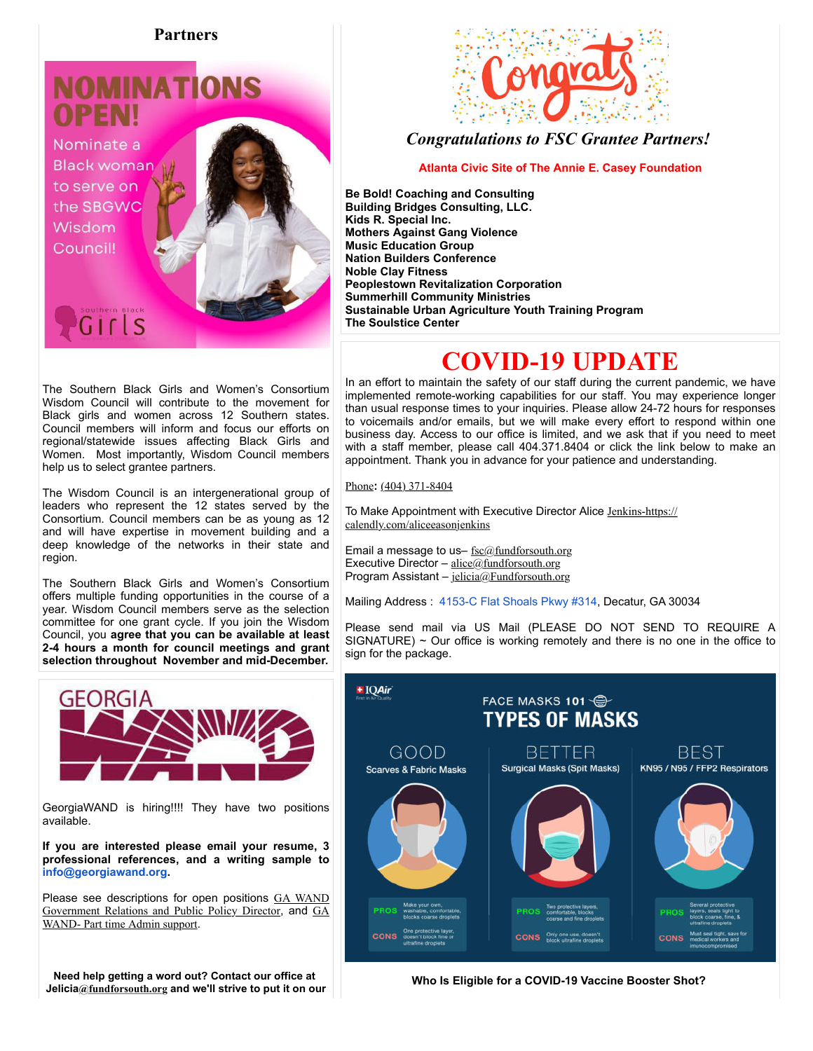## Partners

NOMINATIONS OPEN!

Nominate a Black woman to serve on the SBGWC Wisdom Council!

The Southern Black Girls and Women's Consortium Wisdom Council will contribute to the movement for Black girls and women across 12 Southern states. Council members will inform and focus our efforts on regional/statewide issues affecting Black Girls and Women. Most importantly, Wisdom Council members help us to select grantee partners.

The Wisdom Council is an intergenerational group of leaders who represent the 12 states served by the Consortium. Council members can be as young as 12 and will have expertise in movement building and a deep knowledge of the networks in their state and region.

The Southern Black Girls and Women's Consortium offers multiple funding opportunities in the course of a year. Wisdom Council members serve as the selection committee for one grant cycle. If you join the Wisdom Council, you **agree that you can be available at least 2-4 hours a month for council meetings and grant selection throughout November and mid-December.**

GEORGIA WAND

GeorgiaWAND is hiring!!!! They have two positions available.

**If you are interested please email your resume, 3 professional references, and a writing sample to info@georgiawand.org.**

Please see descriptions for open positions GA WAND Government Relations and Public Policy Director, and GA WAND- Part time Admin support.

**Need help getting a word out? Contact our office at Jelicia@fundforsouth.org and we'll strive to put it on our**

Congrats

*Congratulations to FSC Grantee Partners!*

**Atlanta Civic Site of The Annie E. Casey Foundation**

**Be Bold! Coaching and Consulting**
**Building Bridges Consulting, LLC.**
**Kids R. Special Inc.**
**Mothers Against Gang Violence**
**Music Education Group**
**Nation Builders Conference**
**Noble Clay Fitness**
**Peoplestown Revitalization Corporation**
**Summerhill Community Ministries**
**Sustainable Urban Agriculture Youth Training Program**
**The Soulstice Center**

# COVID-19 UPDATE

In an effort to maintain the safety of our staff during the current pandemic, we have implemented remote-working capabilities for our staff. You may experience longer than usual response times to your inquiries. Please allow 24-72 hours for responses to voicemails and/or emails, but we will make every effort to respond within one business day. Access to our office is limited, and we ask that if you need to meet with a staff member, please call 404.371.8404 or click the link below to make an appointment. Thank you in advance for your patience and understanding.

Phone**:** (404) 371-8404

To Make Appointment with Executive Director Alice Jenkins-https://calendly.com/aliceeasonjenkins

Email a message to us– fsc@fundforsouth.org
Executive Director – alice@fundforsouth.org
Program Assistant – jelicia@Fundforsouth.org

Mailing Address : 4153-C Flat Shoals Pkwy #314, Decatur, GA 30034

Please send mail via US Mail (PLEASE DO NOT SEND TO REQUIRE A SIGNATURE) ~ Our office is working remotely and there is no one in the office to sign for the package.

IQAir — FACE MASKS 101 — TYPES OF MASKS

| | GOOD | BETTER | BEST |
|---|---|---|---|
| | Scarves & Fabric Masks | Surgical Masks (Spit Masks) | KN95 / N95 / FFP2 Respirators |
| PROS | Make your own, washable, comfortable, blocks coarse droplets | Two protective layers, comfortable, blocks coarse and fine droplets | Several protective layers, seals tight to block coarse, fine, & ultrafine droplets |
| CONS | One protective layer, doesn't block fine or ultrafine droplets | Only one use, doesn't block ultrafine droplets | Must seal tight, save for medical workers and immunocompromised |

**Who Is Eligible for a COVID-19 Vaccine Booster Shot?**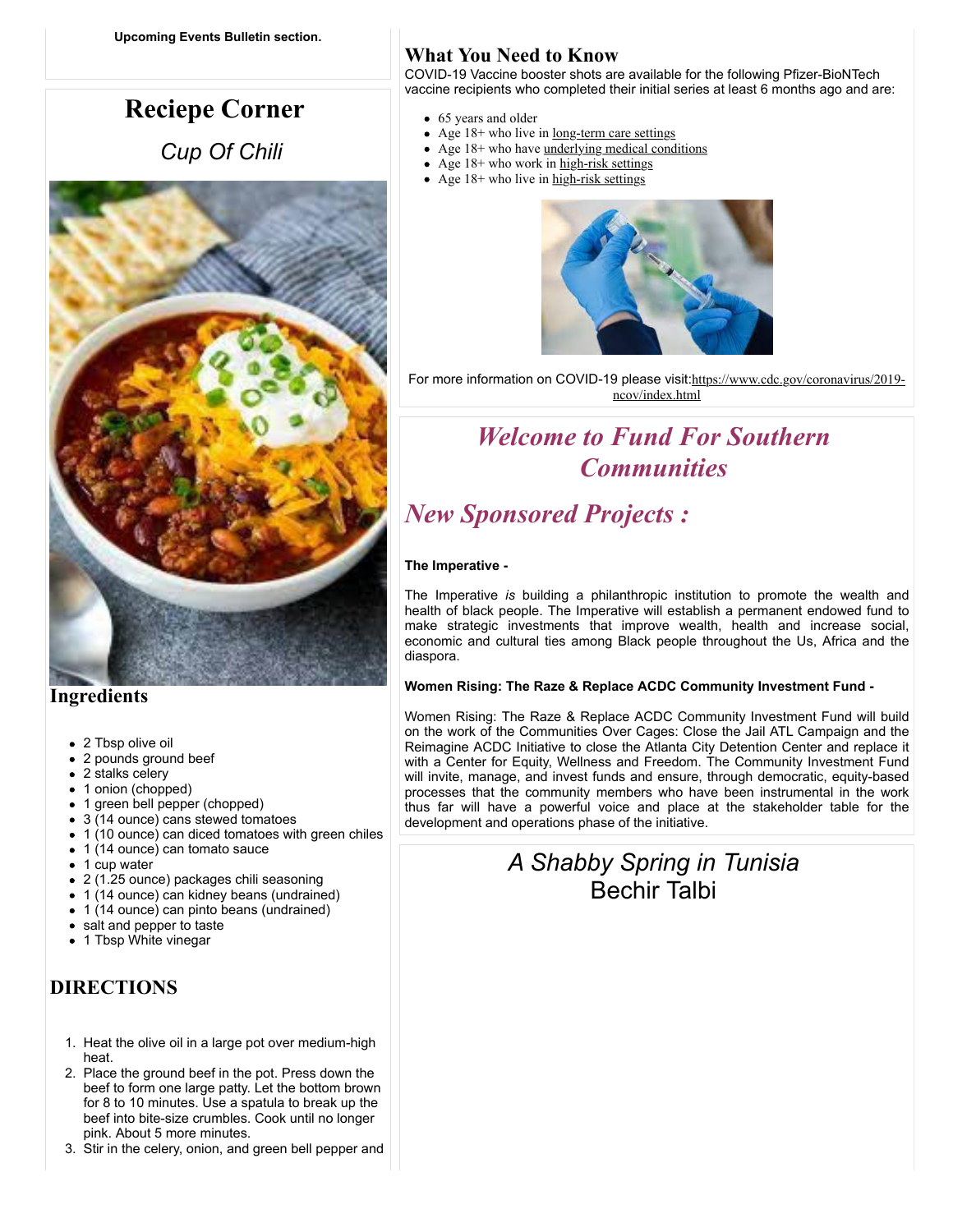**Upcoming Events Bulletin section.**

# Reciepe Corner

## *Cup Of Chili*

### Ingredients

- 2 Tbsp olive oil
- 2 pounds ground beef
- 2 stalks celery
- 1 onion (chopped)
- 1 green bell pepper (chopped)
- 3 (14 ounce) cans stewed tomatoes
- 1 (10 ounce) can diced tomatoes with green chiles
- 1 (14 ounce) can tomato sauce
- 1 cup water
- 2 (1.25 ounce) packages chili seasoning
- 1 (14 ounce) can kidney beans (undrained)
- 1 (14 ounce) can pinto beans (undrained)
- salt and pepper to taste
- 1 Tbsp White vinegar

### DIRECTIONS

1. Heat the olive oil in a large pot over medium-high heat.
2. Place the ground beef in the pot. Press down the beef to form one large patty. Let the bottom brown for 8 to 10 minutes. Use a spatula to break up the beef into bite-size crumbles. Cook until no longer pink. About 5 more minutes.
3. Stir in the celery, onion, and green bell pepper and

### What You Need to Know

COVID-19 Vaccine booster shots are available for the following Pfizer-BioNTech vaccine recipients who completed their initial series at least 6 months ago and are:

- 65 years and older
- Age 18+ who live in long-term care settings
- Age 18+ who have underlying medical conditions
- Age 18+ who work in high-risk settings
- Age 18+ who live in high-risk settings

For more information on COVID-19 please visit:https://www.cdc.gov/coronavirus/2019-ncov/index.html

## *Welcome to Fund For Southern Communities*

## *New Sponsored Projects :*

**The Imperative -**

The Imperative *is* building a philanthropic institution to promote the wealth and health of black people. The Imperative will establish a permanent endowed fund to make strategic investments that improve wealth, health and increase social, economic and cultural ties among Black people throughout the Us, Africa and the diaspora.

**Women Rising: The Raze & Replace ACDC Community Investment Fund -**

Women Rising: The Raze & Replace ACDC Community Investment Fund will build on the work of the Communities Over Cages: Close the Jail ATL Campaign and the Reimagine ACDC Initiative to close the Atlanta City Detention Center and replace it with a Center for Equity, Wellness and Freedom. The Community Investment Fund will invite, manage, and invest funds and ensure, through democratic, equity-based processes that the community members who have been instrumental in the work thus far will have a powerful voice and place at the stakeholder table for the development and operations phase of the initiative.

## *A Shabby Spring in Tunisia*

## Bechir Talbi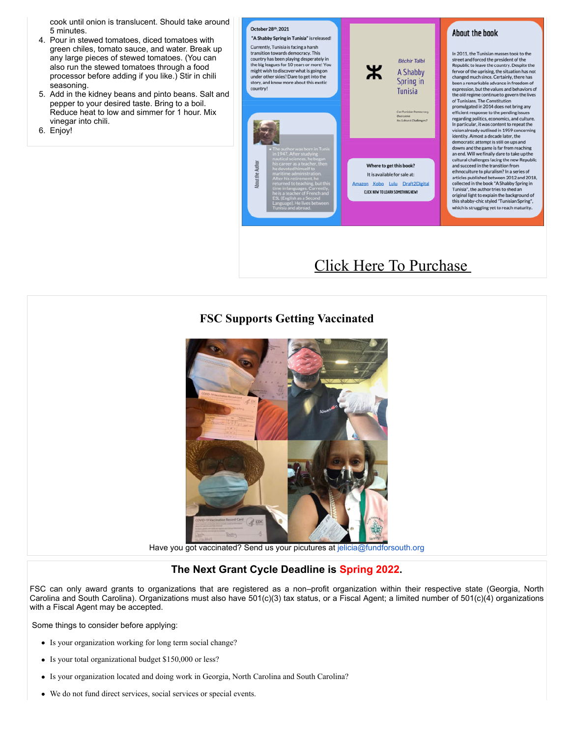cook until onion is translucent. Should take around 5 minutes.

4. Pour in stewed tomatoes, diced tomatoes with green chiles, tomato sauce, and water. Break up any large pieces of stewed tomatoes. (You can also run the stewed tomatoes through a food processor before adding if you like.) Stir in chili seasoning.
5. Add in the kidney beans and pinto beans. Salt and pepper to your desired taste. Bring to a boil. Reduce heat to low and simmer for 1 hour. Mix vinegar into chili.
6. Enjoy!

October 28th, 2021

**"A Shabby Spring in Tunisia" is released!**

Currently, Tunisia is facing a harsh transition towards democracy. This country has been playing desperately in the big leagues for 10 years or more! You might wish to discover what is going on under other skies? Dare to get into the story, and know more about this exotic country!

**About the Author**

- The author was born in Tunis in 1947. After studying nautical sciences, he began his career as a teacher, then he devoted himself to maritime administration. After his retirement, he returned to teaching, but this time in languages. Currently, he is a teacher of French and ESL (English as a Second Language). He lives between Tunisia and abroad.

Béchir Talbi

A Shabby Spring in Tunisia

Can Tunisian Democracy Overcome Its Cultural Challenges?

**Where to get this book?**

It is available for sale at:

Amazon Kobo Lulu Draft2Digital

CLICK NOW TO LEARN SOMETHING NEW!

**About the book**

In 2011, the Tunisian masses took to the street and forced the president of the Republic to leave the country. Despite the fervor of the uprising, the situation has not changed much since. Certainly, there has been a remarkable advance in freedom of expression, but the values and behaviors of the old regime continue to govern the lives of Tunisians. The Constitution promulgated in 2014 does not bring any efficient response to the pending issues regarding politics, economics, and culture. In particular, it was content to repeat the vision already outlined in 1959 concerning identity. Almost a decade later, the democratic attempt is still on ups and downs and the game is far from reaching an end. Will we finally dare to take up the cultural challenges facing the new Republic and succeed in the transition from ethnoculture to pluralism? In a series of articles published between 2012 and 2018, collected in the book "A Shabby Spring in Tunisia", the author tries to shed an original light to explain the background of this shabby-chic styled "Tunisian Spring", which is struggling yet to reach maturity.

Click Here To Purchase

## FSC Supports Getting Vaccinated

Have you got vaccinated? Send us your picutures at jelicia@fundforsouth.org

## The Next Grant Cycle Deadline is Spring 2022.

FSC can only award grants to organizations that are registered as a non–profit organization within their respective state (Georgia, North Carolina and South Carolina). Organizations must also have 501(c)(3) tax status, or a Fiscal Agent; a limited number of 501(c)(4) organizations with a Fiscal Agent may be accepted.

Some things to consider before applying:

- Is your organization working for long term social change?
- Is your total organizational budget $150,000 or less?
- Is your organization located and doing work in Georgia, North Carolina and South Carolina?
- We do not fund direct services, social services or special events.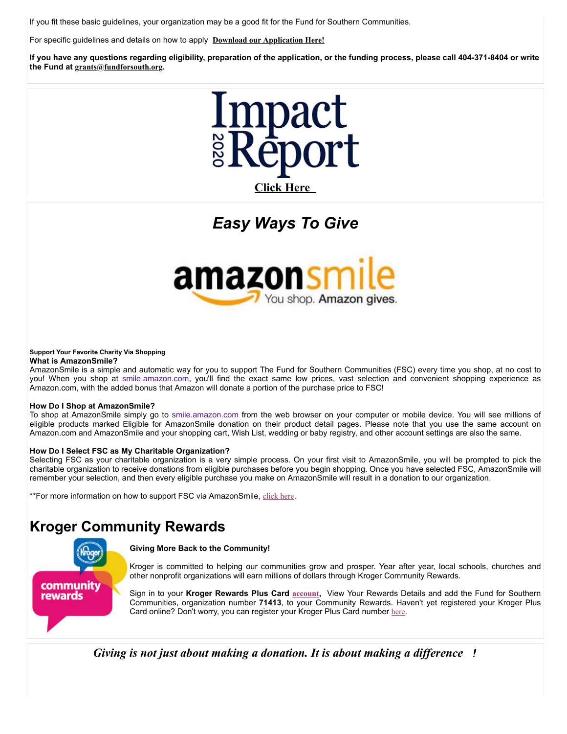If you fit these basic guidelines, your organization may be a good fit for the Fund for Southern Communities.

For specific guidelines and details on how to apply **Download our Application Here!**

**If you have any questions regarding eligibility, preparation of the application, or the funding process, please call 404-371-8404 or write the Fund at grants@fundforsouth.org.**

Impact Report 2020

**Click Here**

## *Easy Ways To Give*

amazonsmile You shop. Amazon gives.

**Support Your Favorite Charity Via Shopping**

**What is AmazonSmile?**

AmazonSmile is a simple and automatic way for you to support The Fund for Southern Communities (FSC) every time you shop, at no cost to you! When you shop at smile.amazon.com, you'll find the exact same low prices, vast selection and convenient shopping experience as Amazon.com, with the added bonus that Amazon will donate a portion of the purchase price to FSC!

**How Do I Shop at AmazonSmile?**

To shop at AmazonSmile simply go to smile.amazon.com from the web browser on your computer or mobile device. You will see millions of eligible products marked Eligible for AmazonSmile donation on their product detail pages. Please note that you use the same account on Amazon.com and AmazonSmile and your shopping cart, Wish List, wedding or baby registry, and other account settings are also the same.

**How Do I Select FSC as My Charitable Organization?**

Selecting FSC as your charitable organization is a very simple process. On your first visit to AmazonSmile, you will be prompted to pick the charitable organization to receive donations from eligible purchases before you begin shopping. Once you have selected FSC, AmazonSmile will remember your selection, and then every eligible purchase you make on AmazonSmile will result in a donation to our organization.

**For more information on how to support FSC via AmazonSmile, click here.

## Kroger Community Rewards

Kroger community rewards

**Giving More Back to the Community!**

Kroger is committed to helping our communities grow and prosper. Year after year, local schools, churches and other nonprofit organizations will earn millions of dollars through Kroger Community Rewards.

Sign in to your **Kroger Rewards Plus Card** **account**, View Your Rewards Details and add the Fund for Southern Communities, organization number **71413**, to your Community Rewards. Haven't yet registered your Kroger Plus Card online? Don't worry, you can register your Kroger Plus Card number here.

***Giving is not just about making a donation. It is about making a difference !***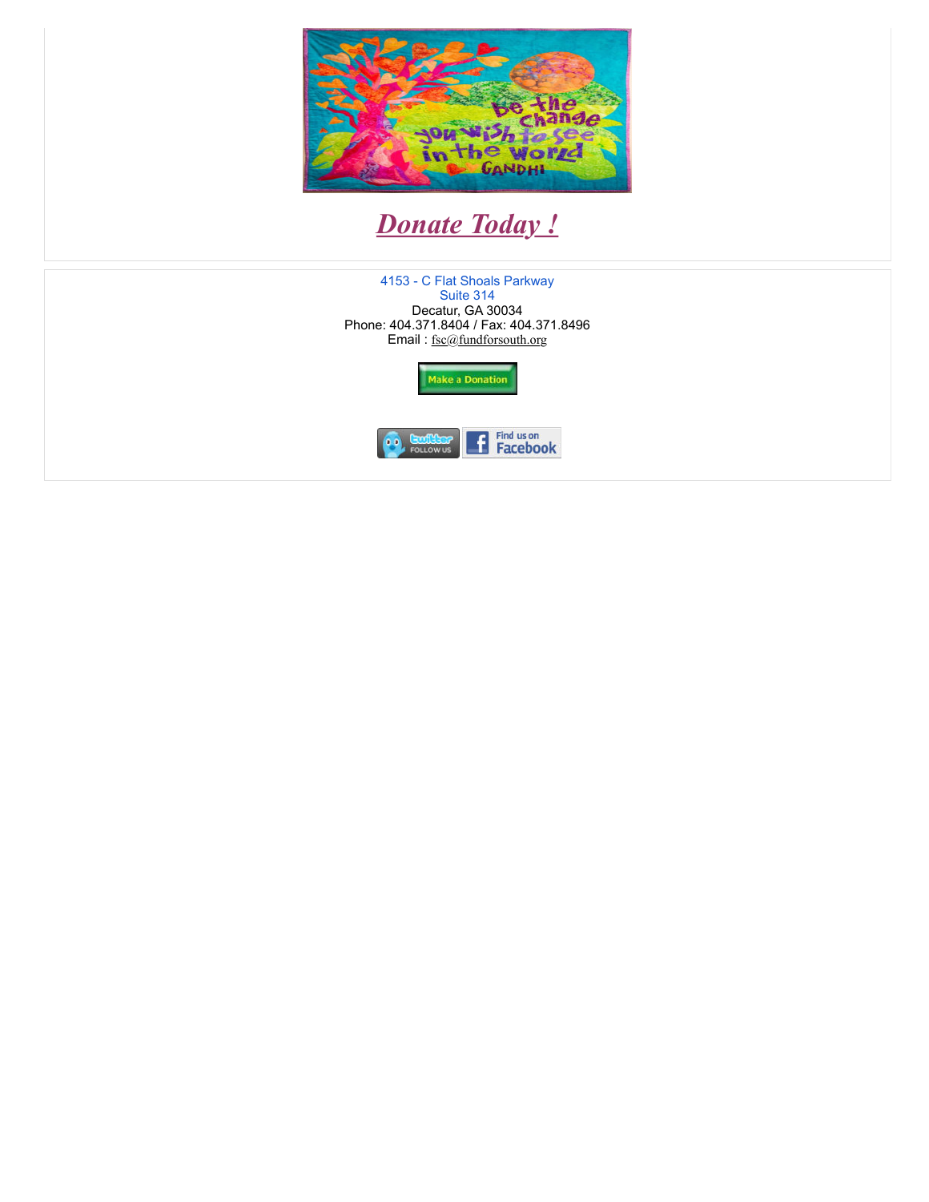***Donate Today !***

4153 - C Flat Shoals Parkway
Suite 314
Decatur, GA 30034
Phone: 404.371.8404 / Fax: 404.371.8496
Email : fsc@fundforsouth.org